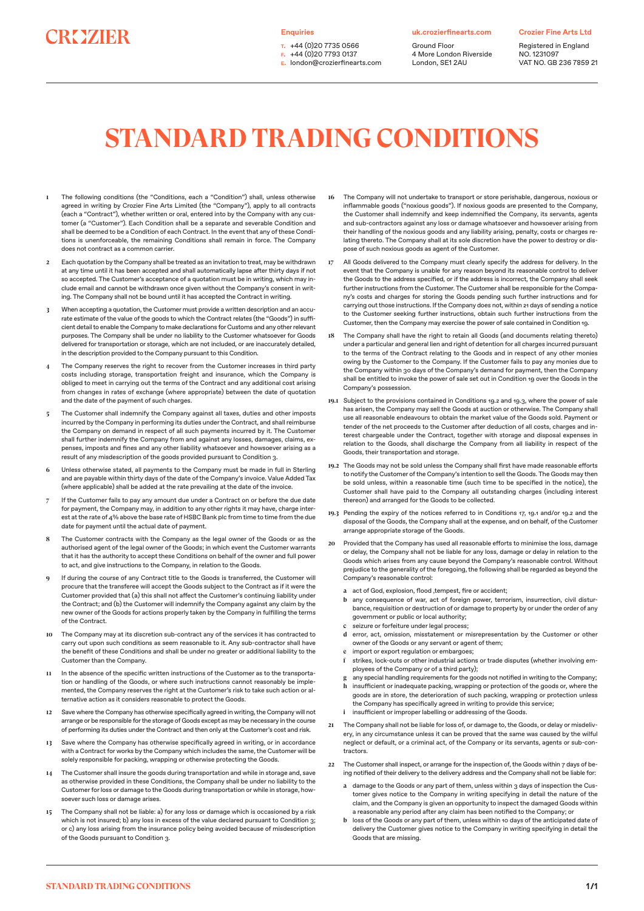CROZIER

**Enquiries**
T. +44 (0)20 7735 0566
F. +44 (0)20 7793 0137
E. london@crozierfinearts.com

**uk.crozierfinearts.com**
Ground Floor
4 More London Riverside
London, SE1 2AU

**Crozier Fine Arts Ltd**
Registered in England
NO. 1231097
VAT NO. GB 236 7859 21

# STANDARD TRADING CONDITIONS

**1** The following conditions (the "Conditions, each a "Condition") shall, unless otherwise agreed in writing by Crozier Fine Arts Limited (the "Company"), apply to all contracts (each a "Contract"), whether written or oral, entered into by the Company with any customer (a "Customer"). Each Condition shall be a separate and severable Condition and shall be deemed to be a Condition of each Contract. In the event that any of these Conditions is unenforceable, the remaining Conditions shall remain in force. The Company does not contract as a common carrier.

**2** Each quotation by the Company shall be treated as an invitation to treat, may be withdrawn at any time until it has been accepted and shall automatically lapse after thirty days if not so accepted. The Customer's acceptance of a quotation must be in writing, which may include email and cannot be withdrawn once given without the Company's consent in writing. The Company shall not be bound until it has accepted the Contract in writing.

**3** When accepting a quotation, the Customer must provide a written description and an accurate estimate of the value of the goods to which the Contract relates (the "Goods") in sufficient detail to enable the Company to make declarations for Customs and any other relevant purposes. The Company shall be under no liability to the Customer whatsoever for Goods delivered for transportation or storage, which are not included, or are inaccurately detailed, in the description provided to the Company pursuant to this Condition.

**4** The Company reserves the right to recover from the Customer increases in third party costs including storage, transportation freight and insurance, which the Company is obliged to meet in carrying out the terms of the Contract and any additional cost arising from changes in rates of exchange (where appropriate) between the date of quotation and the date of the payment of such charges.

**5** The Customer shall indemnify the Company against all taxes, duties and other imposts incurred by the Company in performing its duties under the Contract, and shall reimburse the Company on demand in respect of all such payments incurred by it. The Customer shall further indemnify the Company from and against any losses, damages, claims, expenses, imposts and fines and any other liability whatsoever and howsoever arising as a result of any misdescription of the goods provided pursuant to Condition 3.

**6** Unless otherwise stated, all payments to the Company must be made in full in Sterling and are payable within thirty days of the date of the Company's invoice. Value Added Tax (where applicable) shall be added at the rate prevailing at the date of the invoice.

**7** If the Customer fails to pay any amount due under a Contract on or before the due date for payment, the Company may, in addition to any other rights it may have, charge interest at the rate of 4% above the base rate of HSBC Bank plc from time to time from the due date for payment until the actual date of payment.

**8** The Customer contracts with the Company as the legal owner of the Goods or as the authorised agent of the legal owner of the Goods; in which event the Customer warrants that it has the authority to accept these Conditions on behalf of the owner and full power to act, and give instructions to the Company, in relation to the Goods.

**9** If during the course of any Contract title to the Goods is transferred, the Customer will procure that the transferee will accept the Goods subject to the Contract as if it were the Customer provided that (a) this shall not affect the Customer's continuing liability under the Contract; and (b) the Customer will indemnify the Company against any claim by the new owner of the Goods for actions properly taken by the Company in fulfilling the terms of the Contract.

**10** The Company may at its discretion sub-contract any of the services it has contracted to carry out upon such conditions as seem reasonable to it. Any sub-contractor shall have the benefit of these Conditions and shall be under no greater or additional liability to the Customer than the Company.

**11** In the absence of the specific written instructions of the Customer as to the transportation or handling of the Goods, or where such instructions cannot reasonably be implemented, the Company reserves the right at the Customer's risk to take such action or alternative action as it considers reasonable to protect the Goods.

**12** Save where the Company has otherwise specifically agreed in writing, the Company will not arrange or be responsible for the storage of Goods except as may be necessary in the course of performing its duties under the Contract and then only at the Customer's cost and risk.

**13** Save where the Company has otherwise specifically agreed in writing, or in accordance with a Contract for works by the Company which includes the same, the Customer will be solely responsible for packing, wrapping or otherwise protecting the Goods.

**14** The Customer shall insure the goods during transportation and while in storage and, save as otherwise provided in these Conditions, the Company shall be under no liability to the Customer for loss or damage to the Goods during transportation or while in storage, howsoever such loss or damage arises.

**15** The Company shall not be liable: a) for any loss or damage which is occasioned by a risk which is not insured; b) any loss in excess of the value declared pursuant to Condition 3; or c) any loss arising from the insurance policy being avoided because of misdescription of the Goods pursuant to Condition 3.

**16** The Company will not undertake to transport or store perishable, dangerous, noxious or inflammable goods ("noxious goods"). If noxious goods are presented to the Company, the Customer shall indemnify and keep indemnified the Company, its servants, agents and sub-contractors against any loss or damage whatsoever and howsoever arising from their handling of the noxious goods and any liability arising, penalty, costs or charges relating thereto. The Company shall at its sole discretion have the power to destroy or dispose of such noxious goods as agent of the Customer.

**17** All Goods delivered to the Company must clearly specify the address for delivery. In the event that the Company is unable for any reason beyond its reasonable control to deliver the Goods to the address specified, or if the address is incorrect, the Company shall seek further instructions from the Customer. The Customer shall be responsible for the Company's costs and charges for storing the Goods pending such further instructions and for carrying out those instructions. If the Company does not, within 21 days of sending a notice to the Customer seeking further instructions, obtain such further instructions from the Customer, then the Company may exercise the power of sale contained in Condition 19.

**18** The Company shall have the right to retain all Goods (and documents relating thereto) under a particular and general lien and right of detention for all charges incurred pursuant to the terms of the Contract relating to the Goods and in respect of any other monies owing by the Customer to the Company. If the Customer fails to pay any monies due to the Company within 30 days of the Company's demand for payment, then the Company shall be entitled to invoke the power of sale set out in Condition 19 over the Goods in the Company's possession.

**19.1** Subject to the provisions contained in Conditions 19.2 and 19.3, where the power of sale has arisen, the Company may sell the Goods at auction or otherwise. The Company shall use all reasonable endeavours to obtain the market value of the Goods sold. Payment or tender of the net proceeds to the Customer after deduction of all costs, charges and interest chargeable under the Contract, together with storage and disposal expenses in relation to the Goods, shall discharge the Company from all liability in respect of the Goods, their transportation and storage.

**19.2** The Goods may not be sold unless the Company shall first have made reasonable efforts to notify the Customer of the Company's intention to sell the Goods. The Goods may then be sold unless, within a reasonable time (such time to be specified in the notice), the Customer shall have paid to the Company all outstanding charges (including interest thereon) and arranged for the Goods to be collected.

**19.3** Pending the expiry of the notices referred to in Conditions 17, 19.1 and/or 19.2 and the disposal of the Goods, the Company shall at the expense, and on behalf, of the Customer arrange appropriate storage of the Goods.

**20** Provided that the Company has used all reasonable efforts to minimise the loss, damage or delay, the Company shall not be liable for any loss, damage or delay in relation to the Goods which arises from any cause beyond the Company's reasonable control. Without prejudice to the generality of the foregoing, the following shall be regarded as beyond the Company's reasonable control:

- **a** act of God, explosion, flood ,tempest, fire or accident;
- **b** any consequence of war, act of foreign power, terrorism, insurrection, civil disturbance, requisition or destruction of or damage to property by or under the order of any government or public or local authority;
- **c** seizure or forfeiture under legal process;
- **d** error, act, omission, misstatement or misrepresentation by the Customer or other owner of the Goods or any servant or agent of them;
- **e** import or export regulation or embargoes;
- **f** strikes, lock-outs or other industrial actions or trade disputes (whether involving employees of the Company or of a third party);
- **g** any special handling requirements for the goods not notified in writing to the Company;
- **h** insufficient or inadequate packing, wrapping or protection of the goods or, where the goods are in store, the deterioration of such packing, wrapping or protection unless the Company has specifically agreed in writing to provide this service;
- **i** insufficient or improper labelling or addressing of the Goods.

**21** The Company shall not be liable for loss of, or damage to, the Goods, or delay or misdelivery, in any circumstance unless it can be proved that the same was caused by the wilful neglect or default, or a criminal act, of the Company or its servants, agents or sub-contractors.

**22** The Customer shall inspect, or arrange for the inspection of, the Goods within 7 days of being notified of their delivery to the delivery address and the Company shall not be liable for:

- **a** damage to the Goods or any part of them, unless within 3 days of inspection the Customer gives notice to the Company in writing specifying in detail the nature of the claim, and the Company is given an opportunity to inspect the damaged Goods within a reasonable any period after any claim has been notified to the Company; or
- **b** loss of the Goods or any part of them, unless within 10 days of the anticipated date of delivery the Customer gives notice to the Company in writing specifying in detail the Goods that are missing.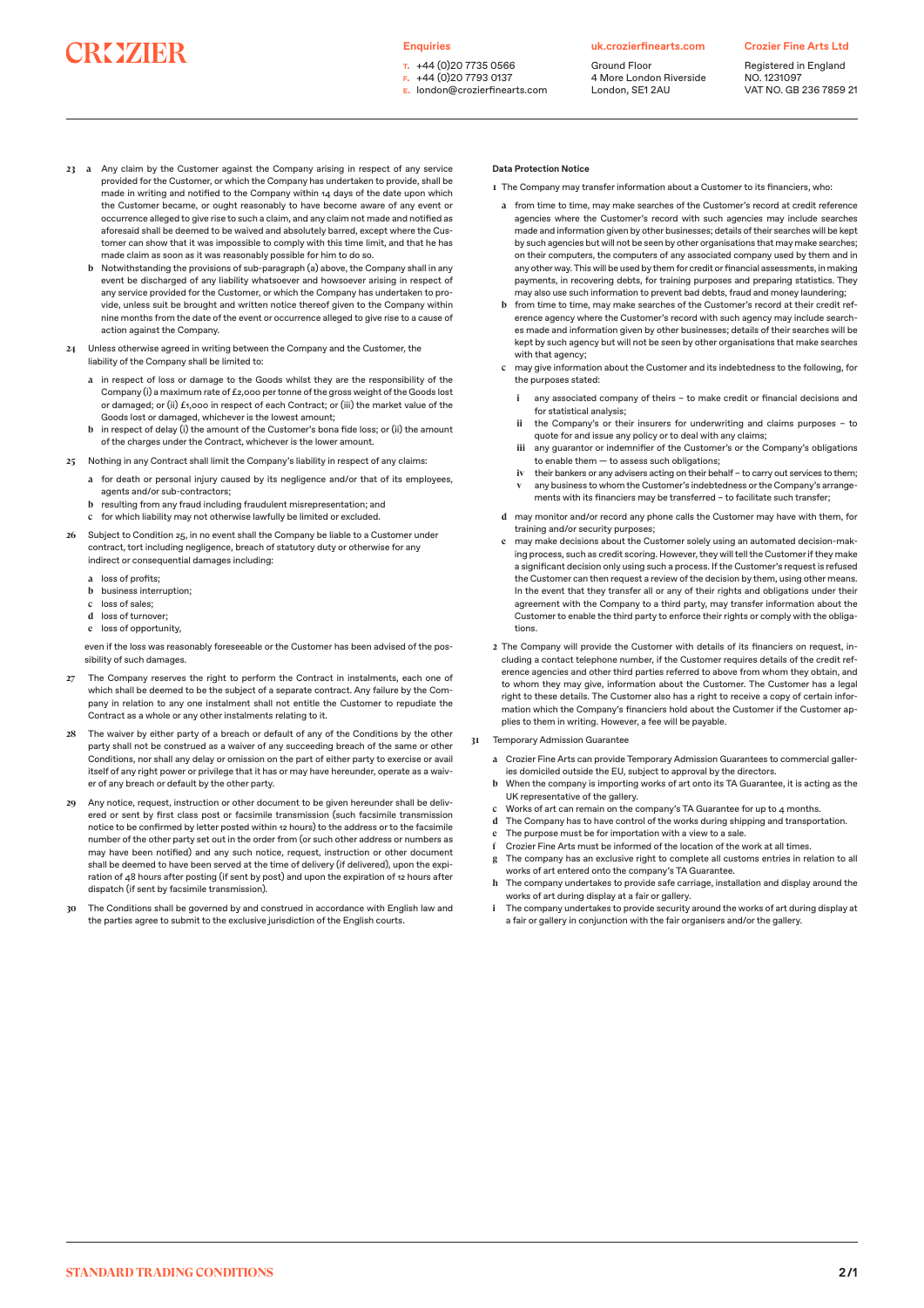**23** **a** Any claim by the Customer against the Company arising in respect of any service provided for the Customer, or which the Company has undertaken to provide, shall be made in writing and notified to the Company within 14 days of the date upon which the Customer became, or ought reasonably to have become aware of any event or occurrence alleged to give rise to such a claim, and any claim not made and notified as aforesaid shall be deemed to be waived and absolutely barred, except where the Customer can show that it was impossible to comply with this time limit, and that he has made claim as soon as it was reasonably possible for him to do so.

**b** Notwithstanding the provisions of sub-paragraph (a) above, the Company shall in any event be discharged of any liability whatsoever and howsoever arising in respect of any service provided for the Customer, or which the Company has undertaken to provide, unless suit be brought and written notice thereof given to the Company within nine months from the date of the event or occurrence alleged to give rise to a cause of action against the Company.

**24** Unless otherwise agreed in writing between the Company and the Customer, the liability of the Company shall be limited to:

**a** in respect of loss or damage to the Goods whilst they are the responsibility of the Company (i) a maximum rate of £2,000 per tonne of the gross weight of the Goods lost or damaged; or (ii) £1,000 in respect of each Contract; or (iii) the market value of the Goods lost or damaged, whichever is the lowest amount;

**b** in respect of delay (i) the amount of the Customer's bona fide loss; or (ii) the amount of the charges under the Contract, whichever is the lower amount.

**25** Nothing in any Contract shall limit the Company's liability in respect of any claims:

**a** for death or personal injury caused by its negligence and/or that of its employees, agents and/or sub-contractors;

**b** resulting from any fraud including fraudulent misrepresentation; and

**c** for which liability may not otherwise lawfully be limited or excluded.

**26** Subject to Condition 25, in no event shall the Company be liable to a Customer under contract, tort including negligence, breach of statutory duty or otherwise for any indirect or consequential damages including:

**a** loss of profits;

**b** business interruption;

**c** loss of sales;

**d** loss of turnover;

**e** loss of opportunity,

even if the loss was reasonably foreseeable or the Customer has been advised of the possibility of such damages.

**27** The Company reserves the right to perform the Contract in instalments, each one of which shall be deemed to be the subject of a separate contract. Any failure by the Company in relation to any one instalment shall not entitle the Customer to repudiate the Contract as a whole or any other instalments relating to it.

**28** The waiver by either party of a breach or default of any of the Conditions by the other party shall not be construed as a waiver of any succeeding breach of the same or other Conditions, nor shall any delay or omission on the part of either party to exercise or avail itself of any right power or privilege that it has or may have hereunder, operate as a waiver of any breach or default by the other party.

**29** Any notice, request, instruction or other document to be given hereunder shall be delivered or sent by first class post or facsimile transmission (such facsimile transmission notice to be confirmed by letter posted within 12 hours) to the address or to the facsimile number of the other party set out in the order from (or such other address or numbers as may have been notified) and any such notice, request, instruction or other document shall be deemed to have been served at the time of delivery (if delivered), upon the expiration of 48 hours after posting (if sent by post) and upon the expiration of 12 hours after dispatch (if sent by facsimile transmission).

**30** The Conditions shall be governed by and construed in accordance with English law and the parties agree to submit to the exclusive jurisdiction of the English courts.

**Data Protection Notice**

**1** The Company may transfer information about a Customer to its financiers, who:

**a** from time to time, may make searches of the Customer's record at credit reference agencies where the Customer's record with such agencies may include searches made and information given by other businesses; details of their searches will be kept by such agencies but will not be seen by other organisations that may make searches; on their computers, the computers of any associated company used by them and in any other way. This will be used by them for credit or financial assessments, in making payments, in recovering debts, for training purposes and preparing statistics. They may also use such information to prevent bad debts, fraud and money laundering;

**b** from time to time, may make searches of the Customer's record at their credit reference agency where the Customer's record with such agency may include searches made and information given by other businesses; details of their searches will be kept by such agency but will not be seen by other organisations that may make searches with that agency;

**c** may give information about the Customer and its indebtedness to the following, for the purposes stated:

**i** any associated company of theirs – to make credit or financial decisions and for statistical analysis;

**ii** the Company's or their insurers for underwriting and claims purposes – to quote for and issue any policy or to deal with any claims;

**iii** any guarantor or indemnifier of the Customer's or the Company's obligations to enable them — to assess such obligations;

**iv** their bankers or any advisers acting on their behalf – to carry out services to them;

**v** any business to whom the Customer's indebtedness or the Company's arrangements with its financiers may be transferred – to facilitate such transfer;

**d** may monitor and/or record any phone calls the Customer may have with them, for training and/or security purposes;

**e** may make decisions about the Customer solely using an automated decision-making process, such as credit scoring. However, they will tell the Customer if they make a significant decision only using such a process. If the Customer's request is refused the Customer can then request a review of the decision by them, using other means. In the event that they transfer all or any of their rights and obligations under their agreement with the Company to a third party, may transfer information about the Customer to enable the third party to enforce their rights or comply with the obligations.

**2** The Company will provide the Customer with details of its financiers on request, including a contact telephone number, if the Customer requires details of the credit reference agencies and other third parties referred to above from whom they obtain, and to whom they may give, information about the Customer. The Customer has a legal right to these details. The Customer also has a right to receive a copy of certain information which the Company's financiers hold about the Customer if the Customer applies to them in writing. However, a fee will be payable.

**31** Temporary Admission Guarantee

**a** Crozier Fine Arts can provide Temporary Admission Guarantees to commercial galleries domiciled outside the EU, subject to approval by the directors.

**b** When the company is importing works of art onto its TA Guarantee, it is acting as the UK representative of the gallery.

**c** Works of art can remain on the company's TA Guarantee for up to 4 months.

**d** The Company has to have control of the works during shipping and transportation.

**e** The purpose must be for importation with a view to a sale.

**f** Crozier Fine Arts must be informed of the location of the work at all times.

**g** The company has an exclusive right to complete all customs entries in relation to all works of art entered onto the company's TA Guarantee.

**h** The company undertakes to provide safe carriage, installation and display around the works of art during display at a fair or gallery.

**i** The company undertakes to provide security around the works of art during display at a fair or gallery in conjunction with the fair organisers and/or the gallery.